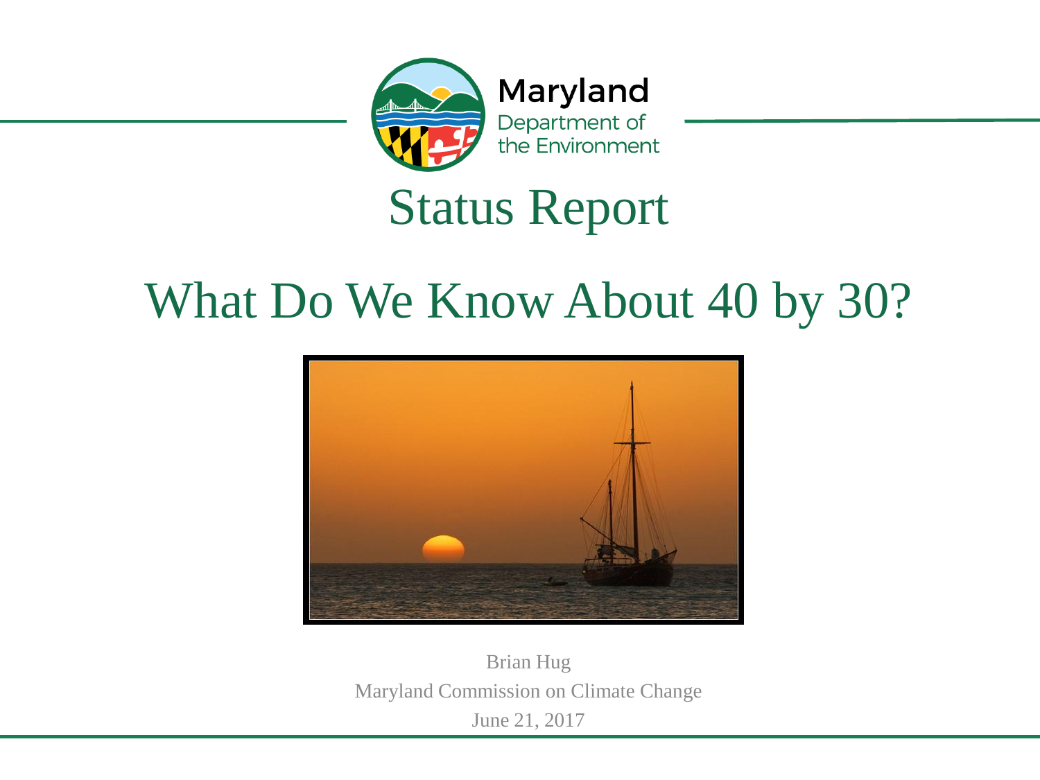Maryland Department of the Environment

# Status Report

# What Do We Know About 40 by 30?

Brian Hug

Maryland Commission on Climate Change

June 21, 2017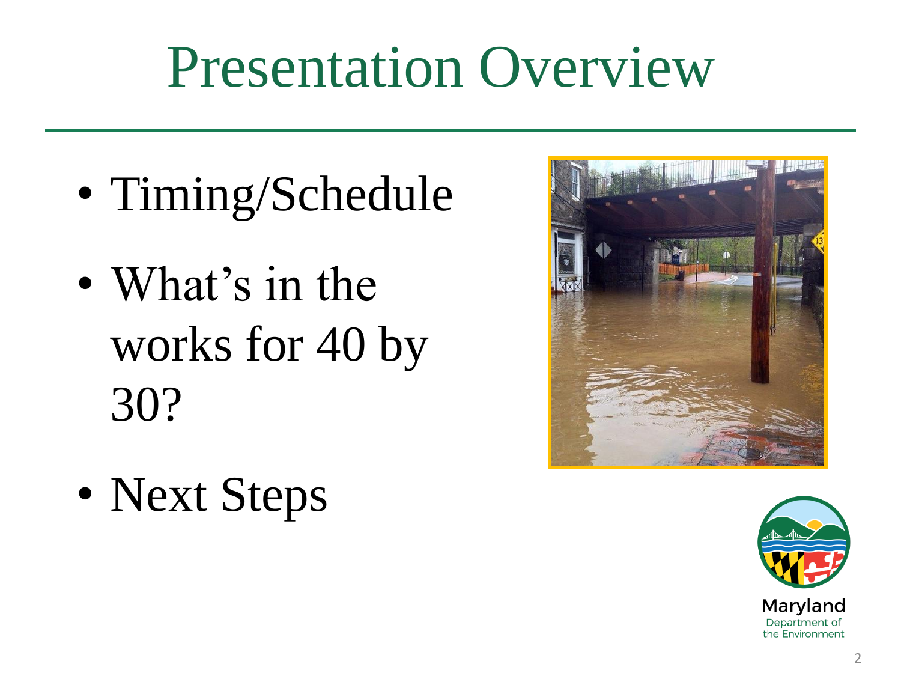# Presentation Overview

- Timing/Schedule
- What's in the works for 40 by 30?
- Next Steps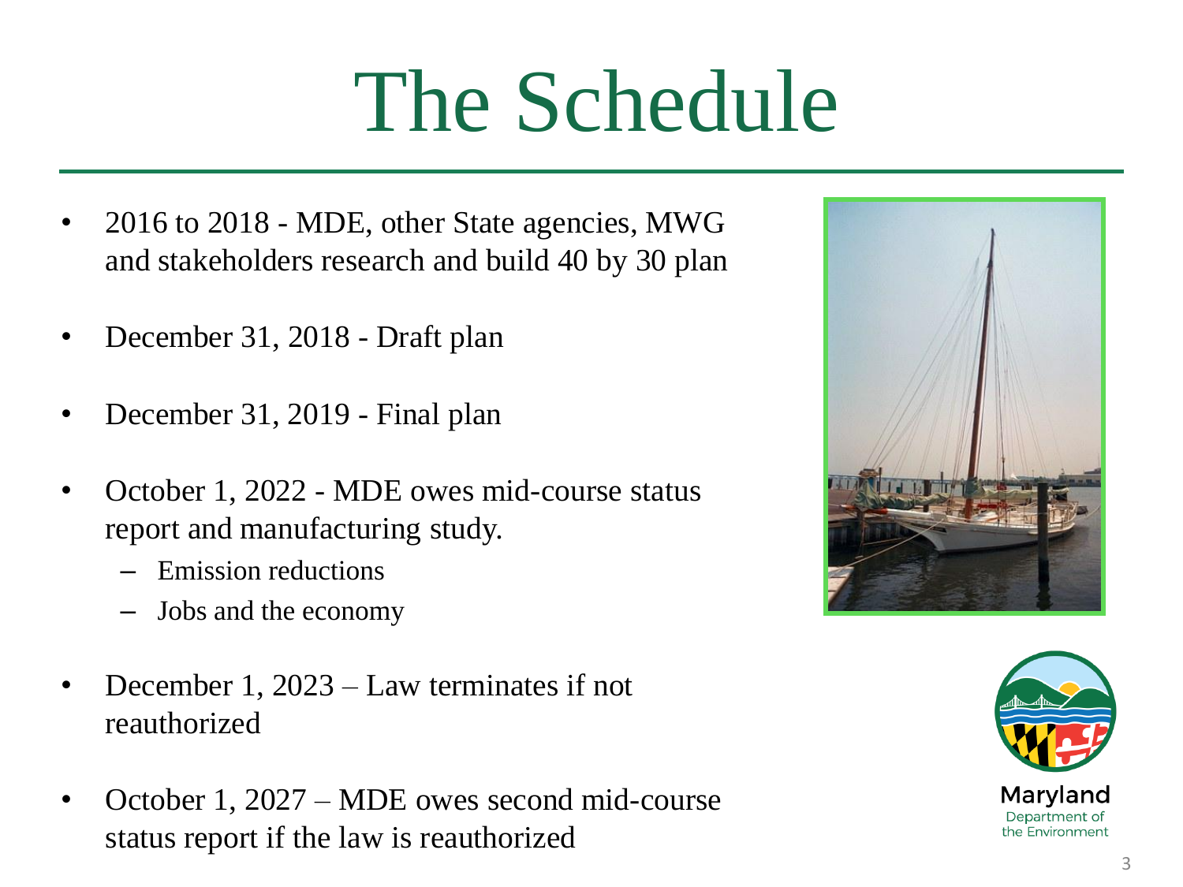# The Schedule

- 2016 to 2018 - MDE, other State agencies, MWG and stakeholders research and build 40 by 30 plan
- December 31, 2018 - Draft plan
- December 31, 2019 - Final plan
- October 1, 2022 - MDE owes mid-course status report and manufacturing study.
  - Emission reductions
  - Jobs and the economy
- December 1, 2023 – Law terminates if not reauthorized
- October 1, 2027 – MDE owes second mid-course status report if the law is reauthorized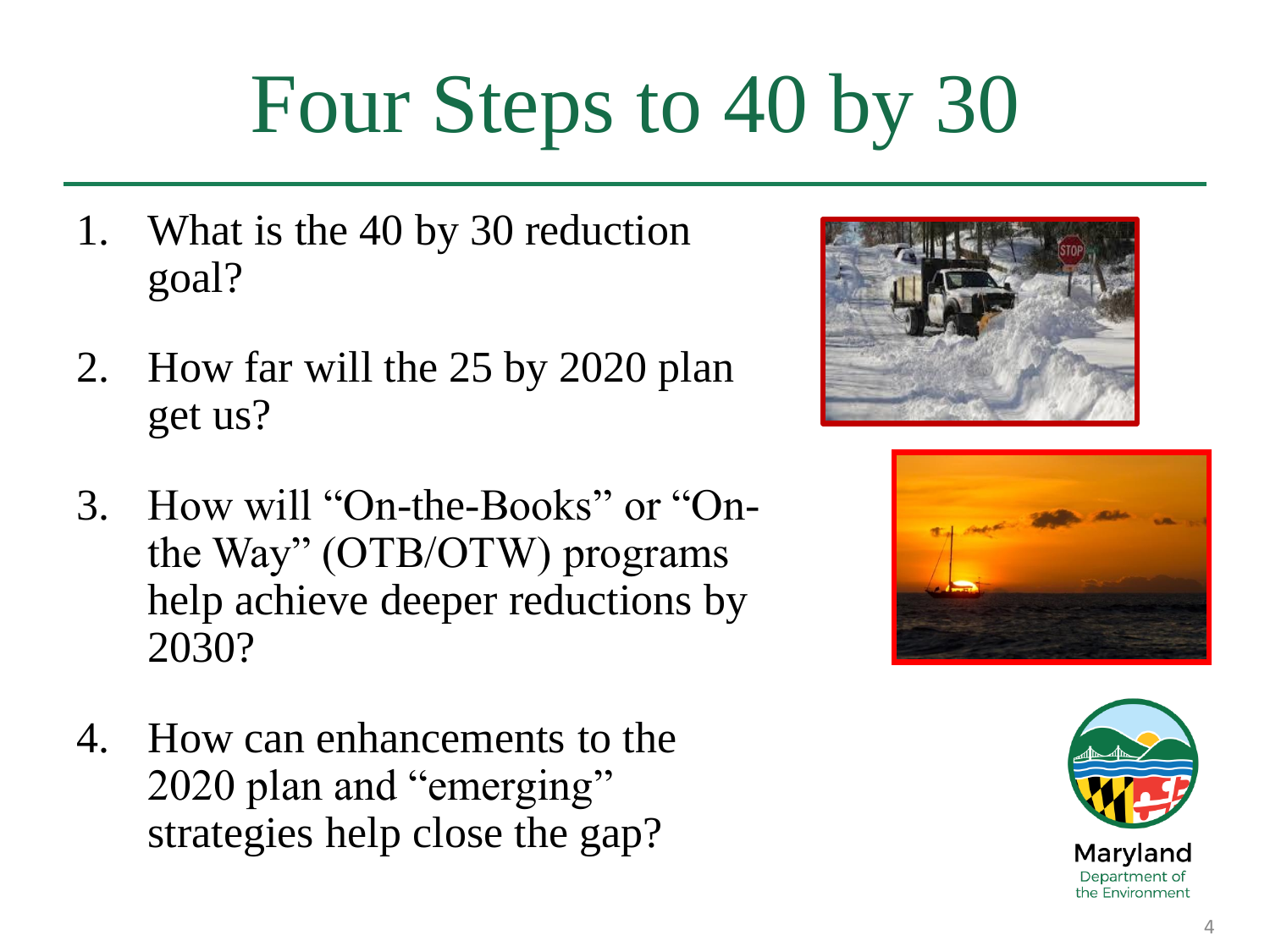# Four Steps to 40 by 30

1. What is the 40 by 30 reduction goal?
2. How far will the 25 by 2020 plan get us?
3. How will "On-the-Books" or "On-the Way" (OTB/OTW) programs help achieve deeper reductions by 2030?
4. How can enhancements to the 2020 plan and "emerging" strategies help close the gap?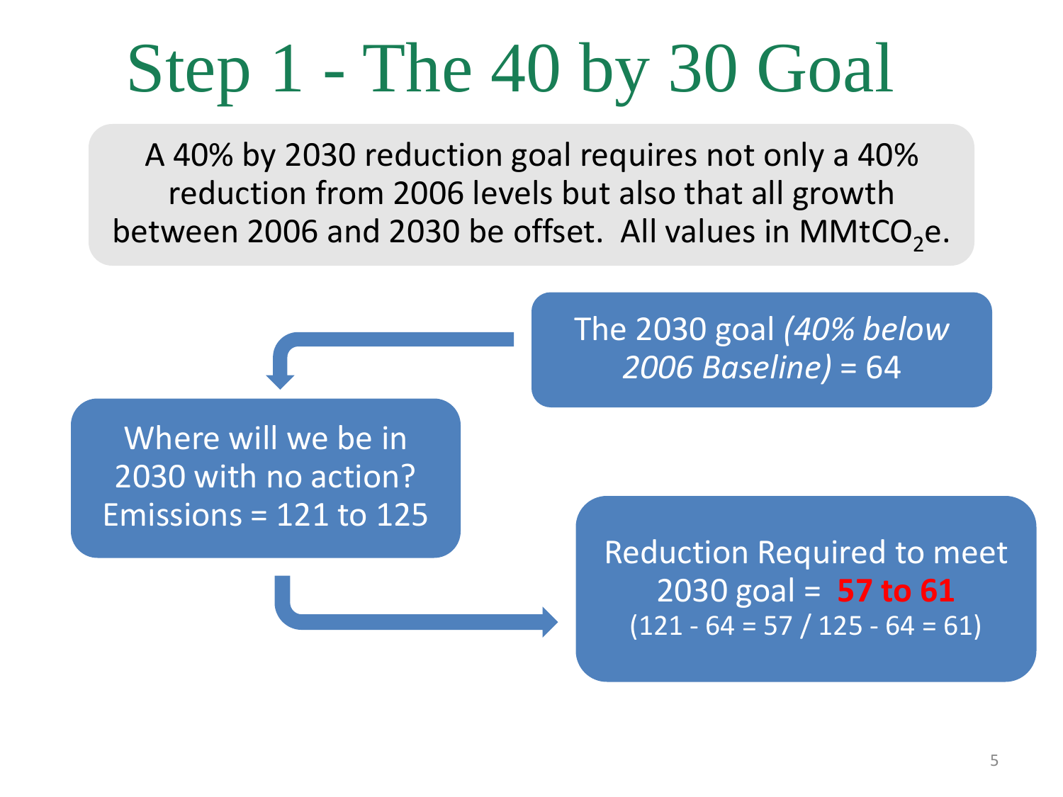# Step 1 - The 40 by 30 Goal

A 40% by 2030 reduction goal requires not only a 40% reduction from 2006 levels but also that all growth between 2006 and 2030 be offset. All values in $MMtCO_2e$.

The 2030 goal *(40% below 2006 Baseline)* = 64

Where will we be in 2030 with no action? Emissions = 121 to 125

Reduction Required to meet 2030 goal = **57 to 61**
(121 - 64 = 57 / 125 - 64 = 61)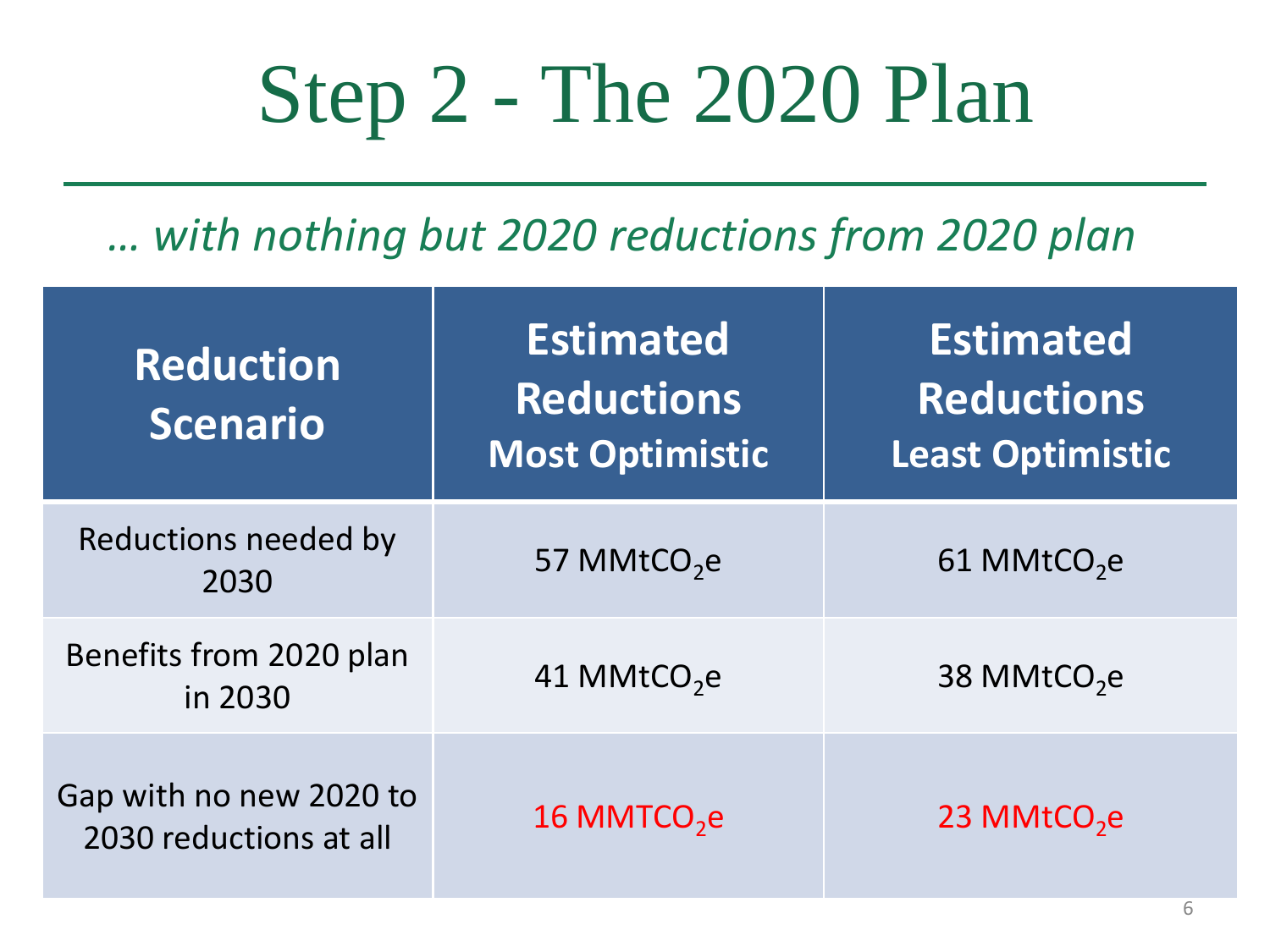# Step 2 - The 2020 Plan

*… with nothing but 2020 reductions from 2020 plan*

| Reduction Scenario | Estimated Reductions Most Optimistic | Estimated Reductions Least Optimistic |
|---|---|---|
| Reductions needed by 2030 | 57 $MMtCO_2e$ | 61 $MMtCO_2e$ |
| Benefits from 2020 plan in 2030 | 41 $MMtCO_2e$ | 38 $MMtCO_2e$ |
| Gap with no new 2020 to 2030 reductions at all | 16 $MMTCO_2e$ | 23 $MMtCO_2e$ |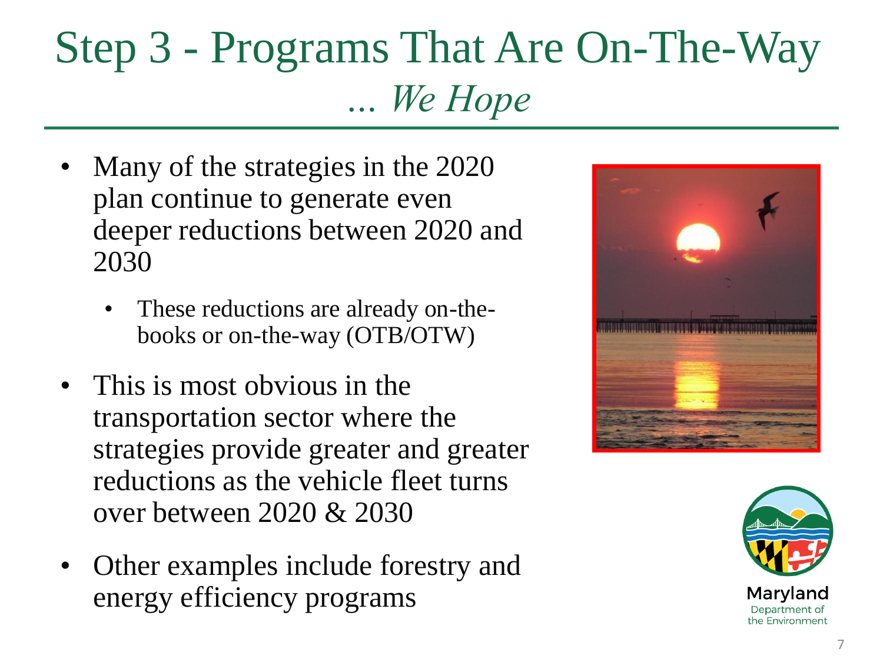# Step 3 - Programs That Are On-The-Way

*... We Hope*

- Many of the strategies in the 2020 plan continue to generate even deeper reductions between 2020 and 2030
  - These reductions are already on-the-books or on-the-way (OTB/OTW)
- This is most obvious in the transportation sector where the strategies provide greater and greater reductions as the vehicle fleet turns over between 2020 & 2030
- Other examples include forestry and energy efficiency programs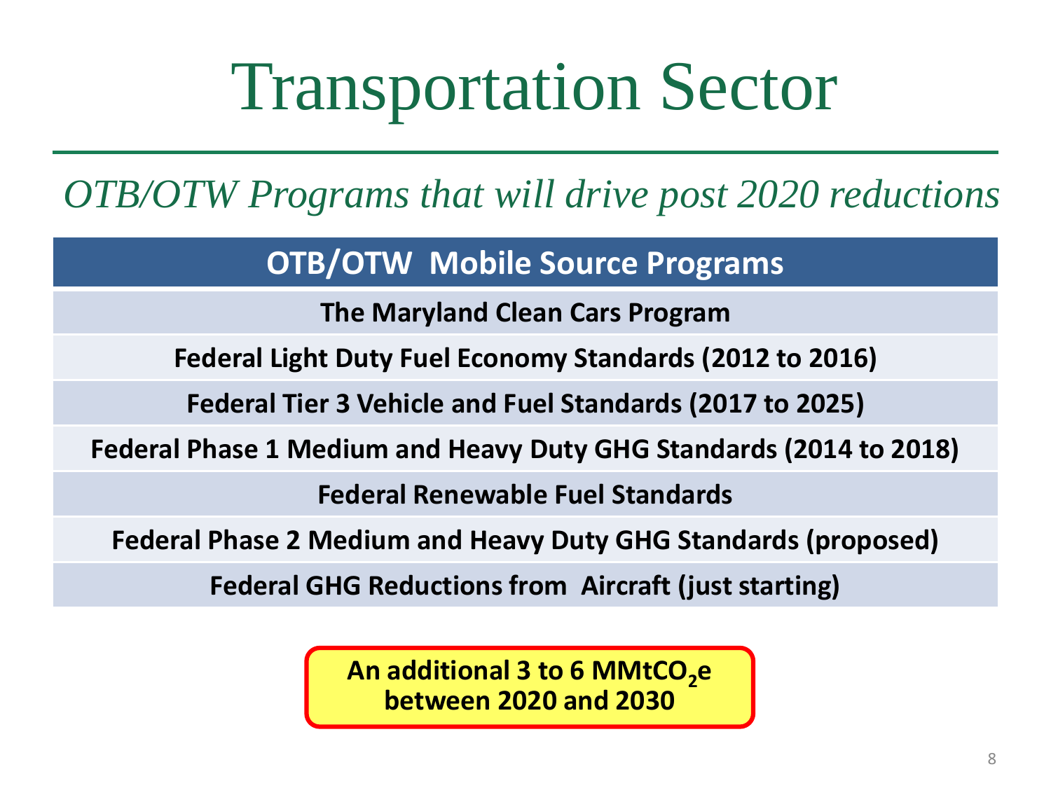# Transportation Sector

*OTB/OTW Programs that will drive post 2020 reductions*

| OTB/OTW Mobile Source Programs |
| --- |
| The Maryland Clean Cars Program |
| Federal Light Duty Fuel Economy Standards (2012 to 2016) |
| Federal Tier 3 Vehicle and Fuel Standards (2017 to 2025) |
| Federal Phase 1 Medium and Heavy Duty GHG Standards (2014 to 2018) |
| Federal Renewable Fuel Standards |
| Federal Phase 2 Medium and Heavy Duty GHG Standards (proposed) |
| Federal GHG Reductions from Aircraft (just starting) |

**An additional 3 to 6 $MMtCO_2e$ between 2020 and 2030**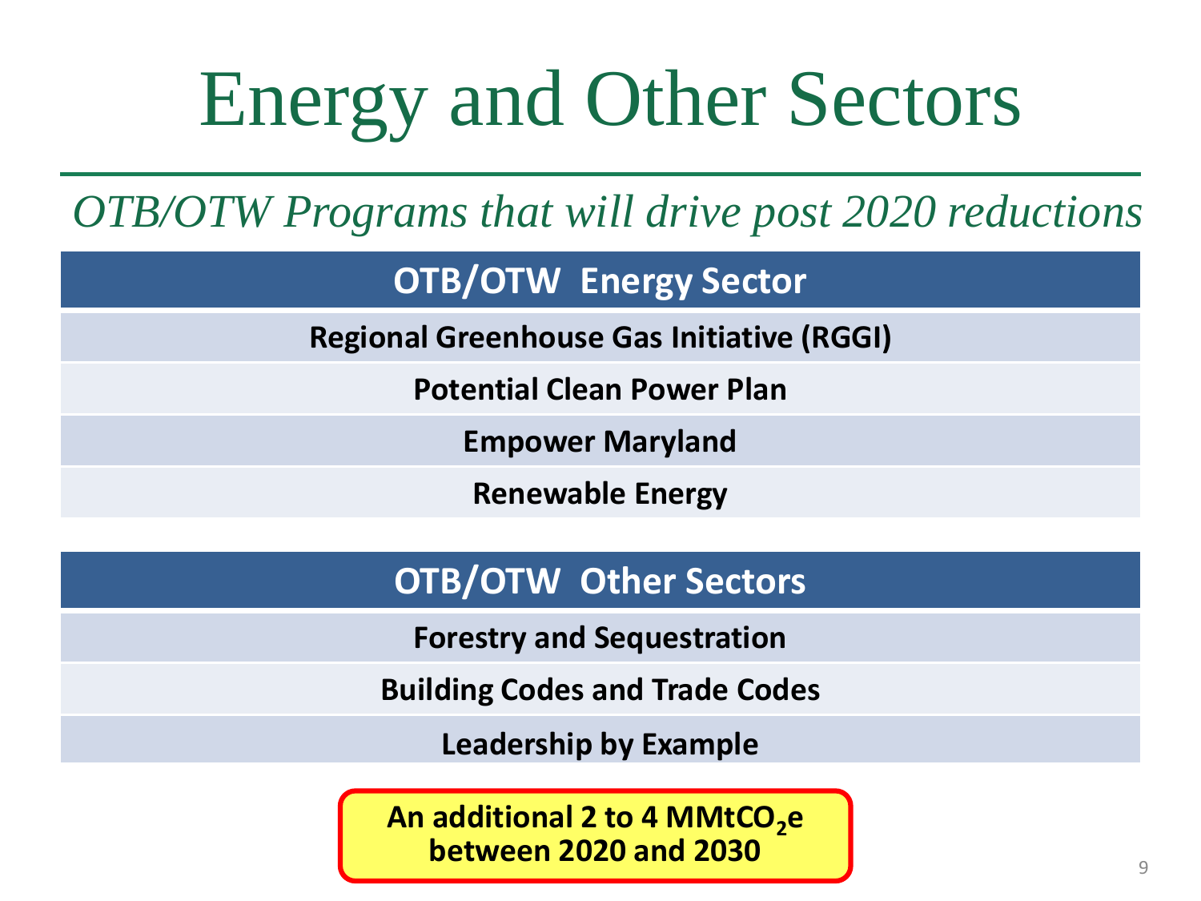# Energy and Other Sectors

*OTB/OTW Programs that will drive post 2020 reductions*

| OTB/OTW Energy Sector |
|---|
| Regional Greenhouse Gas Initiative (RGGI) |
| Potential Clean Power Plan |
| Empower Maryland |
| Renewable Energy |

| OTB/OTW Other Sectors |
|---|
| Forestry and Sequestration |
| Building Codes and Trade Codes |
| Leadership by Example |

**An additional 2 to 4 $MMtCO_2e$ between 2020 and 2030**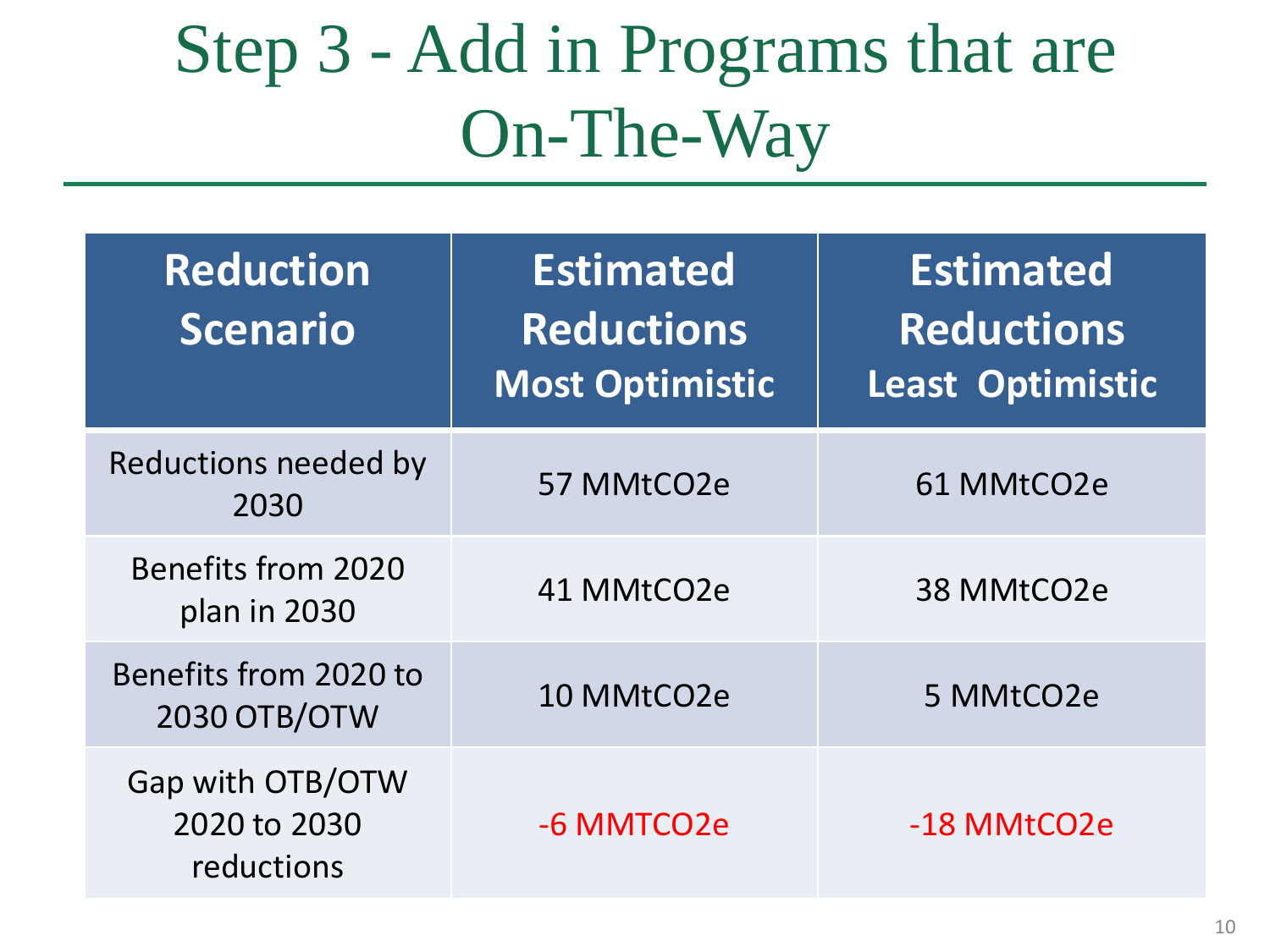# Step 3 - Add in Programs that are On-The-Way

| Reduction Scenario | Estimated Reductions Most Optimistic | Estimated Reductions Least Optimistic |
|---|---|---|
| Reductions needed by 2030 | 57 MMtCO2e | 61 MMtCO2e |
| Benefits from 2020 plan in 2030 | 41 MMtCO2e | 38 MMtCO2e |
| Benefits from 2020 to 2030 OTB/OTW | 10 MMtCO2e | 5 MMtCO2e |
| Gap with OTB/OTW 2020 to 2030 reductions | -6 MMTCO2e | -18 MMtCO2e |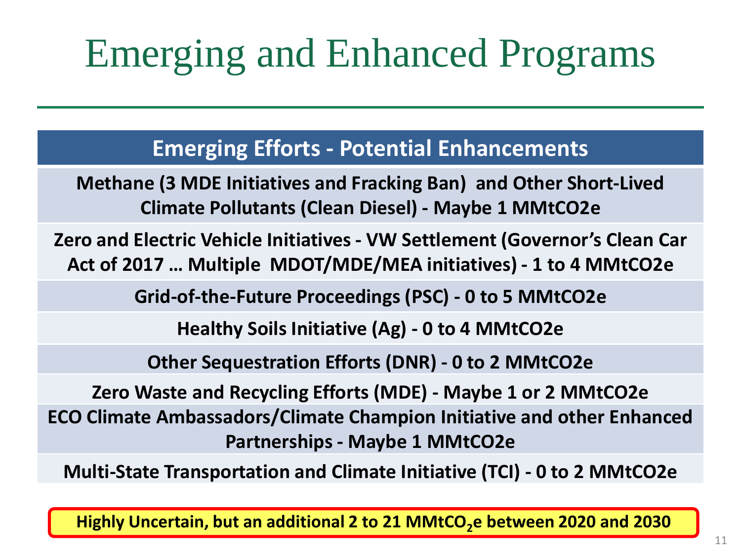# Emerging and Enhanced Programs

| Emerging Efforts - Potential Enhancements |
| --- |
| **Methane (3 MDE Initiatives and Fracking Ban) and Other Short-Lived Climate Pollutants (Clean Diesel) - Maybe 1 MMtCO2e** |
| **Zero and Electric Vehicle Initiatives - VW Settlement (Governor's Clean Car Act of 2017 … Multiple MDOT/MDE/MEA initiatives) - 1 to 4 MMtCO2e** |
| **Grid-of-the-Future Proceedings (PSC) - 0 to 5 MMtCO2e** |
| **Healthy Soils Initiative (Ag) - 0 to 4 MMtCO2e** |
| **Other Sequestration Efforts (DNR) - 0 to 2 MMtCO2e** |
| **Zero Waste and Recycling Efforts (MDE) - Maybe 1 or 2 MMtCO2e** |
| **ECO Climate Ambassadors/Climate Champion Initiative and other Enhanced Partnerships - Maybe 1 MMtCO2e** |
| **Multi-State Transportation and Climate Initiative (TCI) - 0 to 2 MMtCO2e** |

**Highly Uncertain, but an additional 2 to 21 MMtCO$_2$e between 2020 and 2030**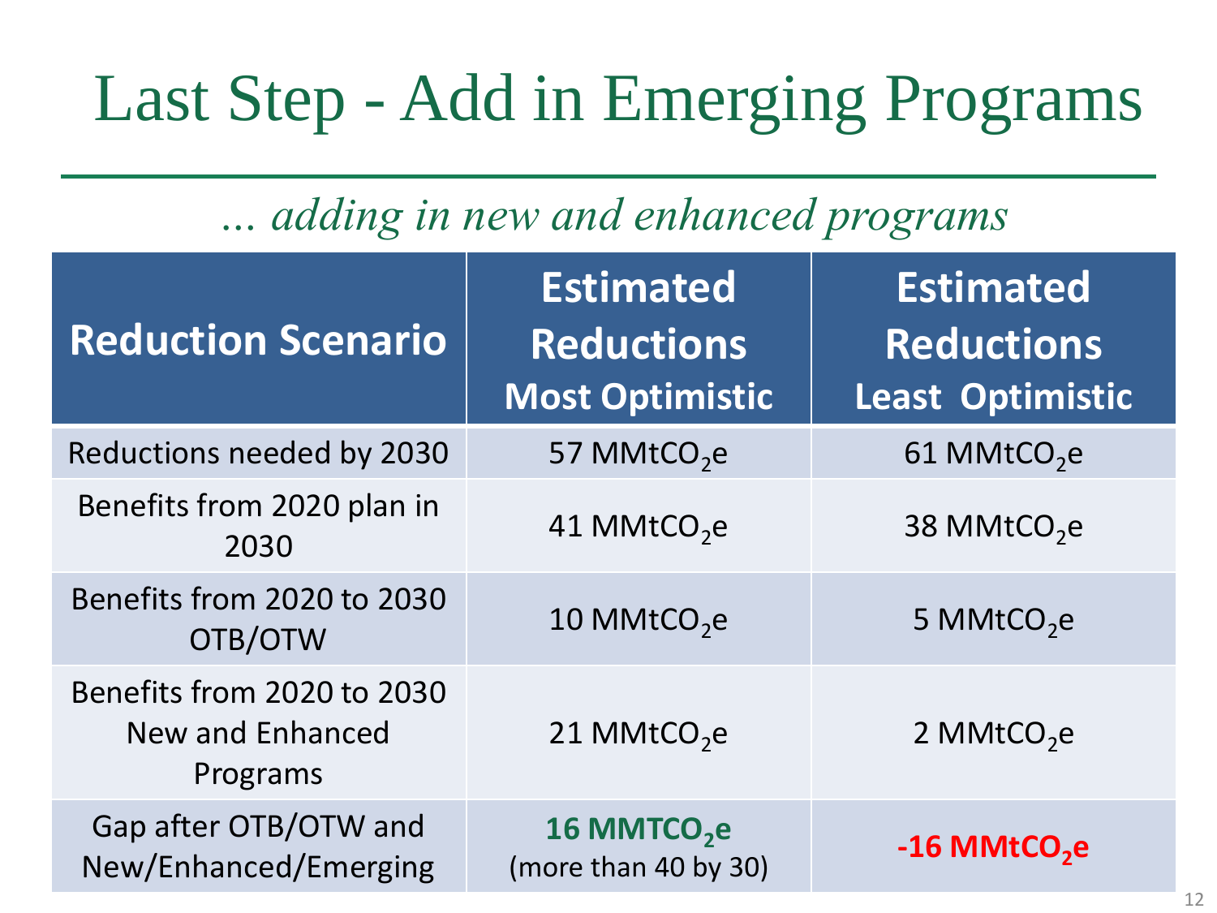# Last Step - Add in Emerging Programs

*... adding in new and enhanced programs*

| Reduction Scenario | Estimated Reductions Most Optimistic | Estimated Reductions Least Optimistic |
|---|---|---|
| Reductions needed by 2030 | 57 $MMtCO_2e$ | 61 $MMtCO_2e$ |
| Benefits from 2020 plan in 2030 | 41 $MMtCO_2e$ | 38 $MMtCO_2e$ |
| Benefits from 2020 to 2030 OTB/OTW | 10 $MMtCO_2e$ | 5 $MMtCO_2e$ |
| Benefits from 2020 to 2030 New and Enhanced Programs | 21 $MMtCO_2e$ | 2 $MMtCO_2e$ |
| Gap after OTB/OTW and New/Enhanced/Emerging | **16 $MMTCO_2e$** (more than 40 by 30) | **-16 $MMtCO_2e$** |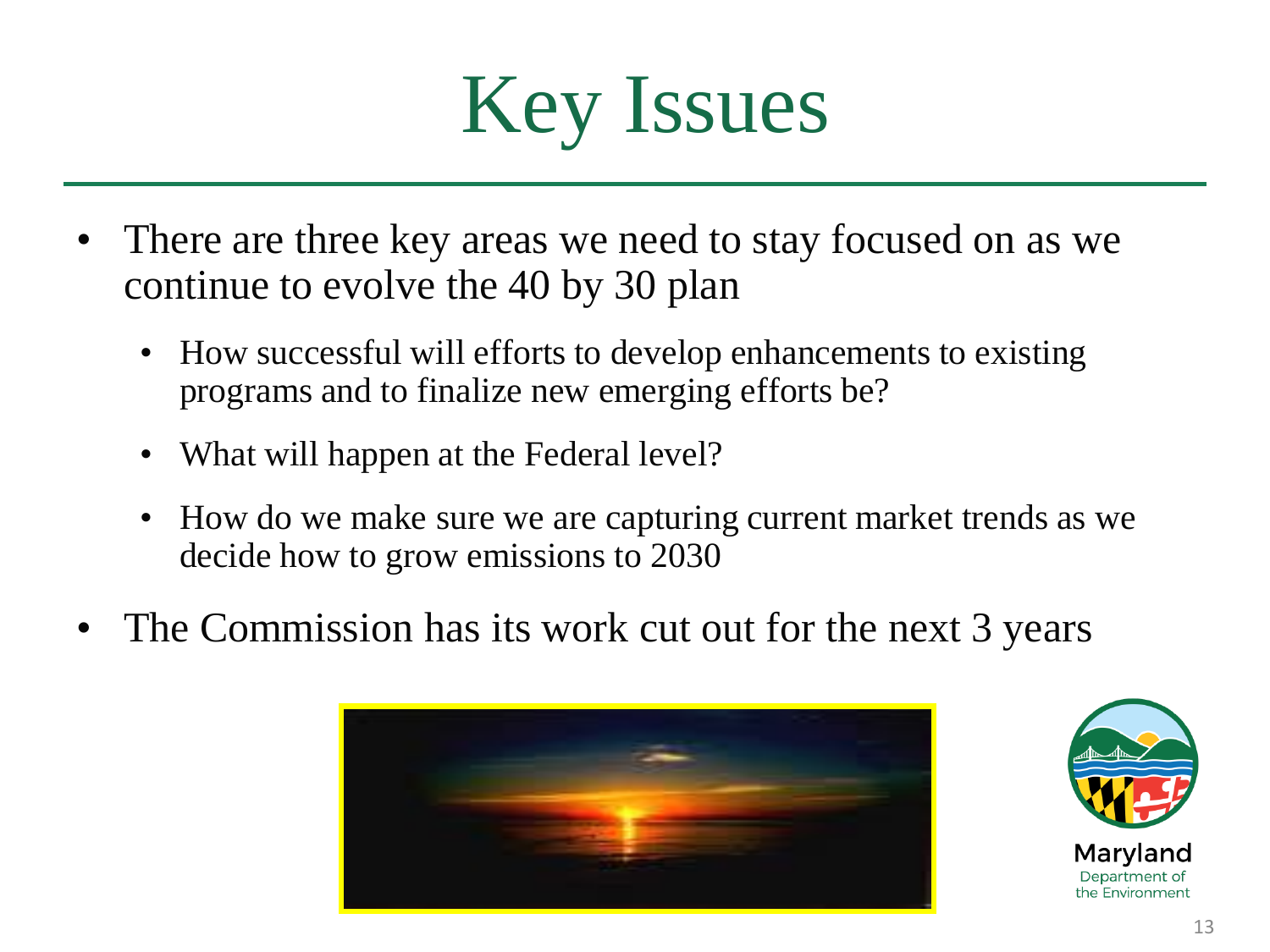# Key Issues

- There are three key areas we need to stay focused on as we continue to evolve the 40 by 30 plan
  - How successful will efforts to develop enhancements to existing programs and to finalize new emerging efforts be?
  - What will happen at the Federal level?
  - How do we make sure we are capturing current market trends as we decide how to grow emissions to 2030
- The Commission has its work cut out for the next 3 years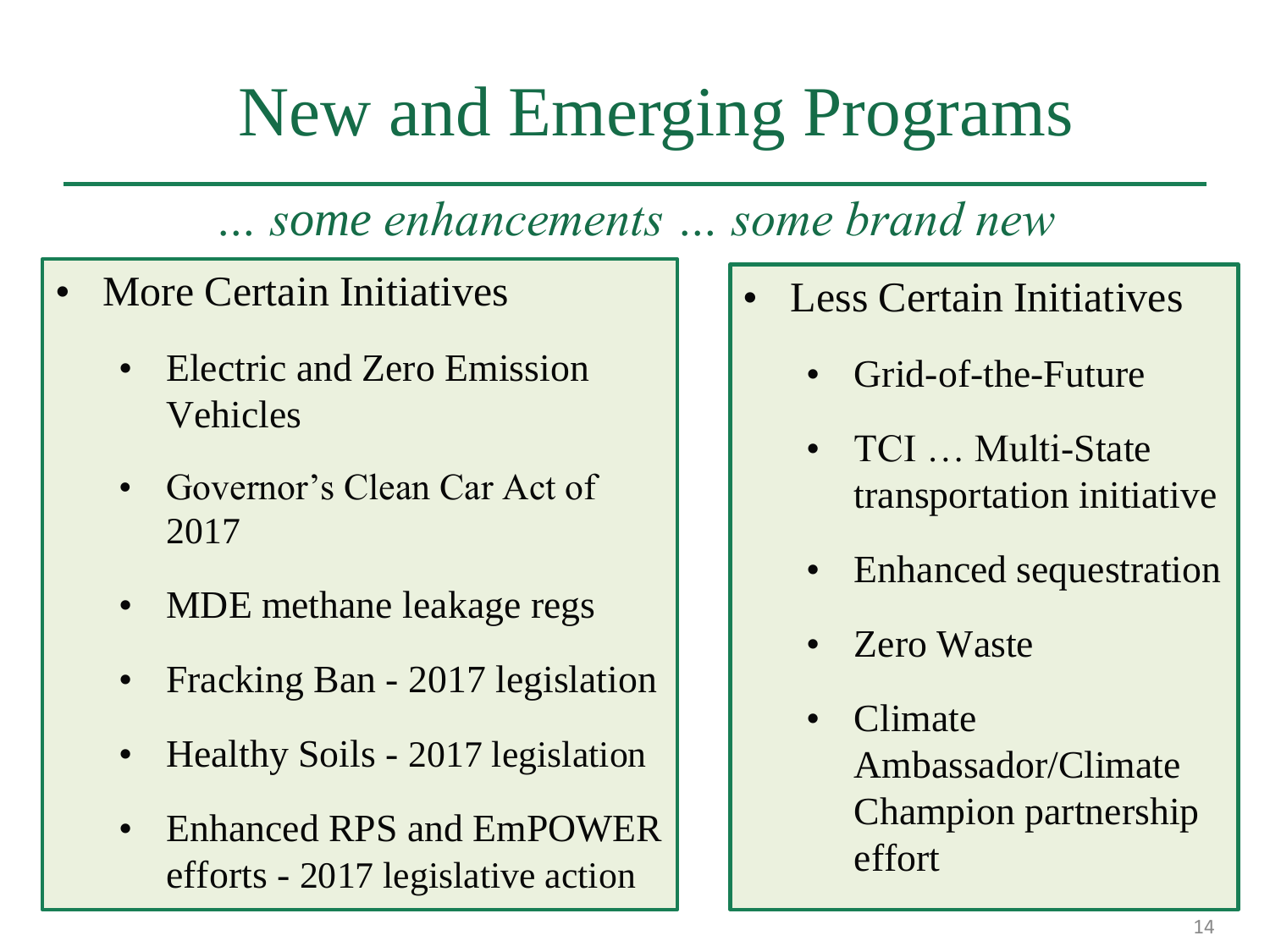# New and Emerging Programs

*… some enhancements … some brand new*

- More Certain Initiatives
  - Electric and Zero Emission Vehicles
  - Governor's Clean Car Act of 2017
  - MDE methane leakage regs
  - Fracking Ban - 2017 legislation
  - Healthy Soils - 2017 legislation
  - Enhanced RPS and EmPOWER efforts - 2017 legislative action

- Less Certain Initiatives
  - Grid-of-the-Future
  - TCI … Multi-State transportation initiative
  - Enhanced sequestration
  - Zero Waste
  - Climate Ambassador/Climate Champion partnership effort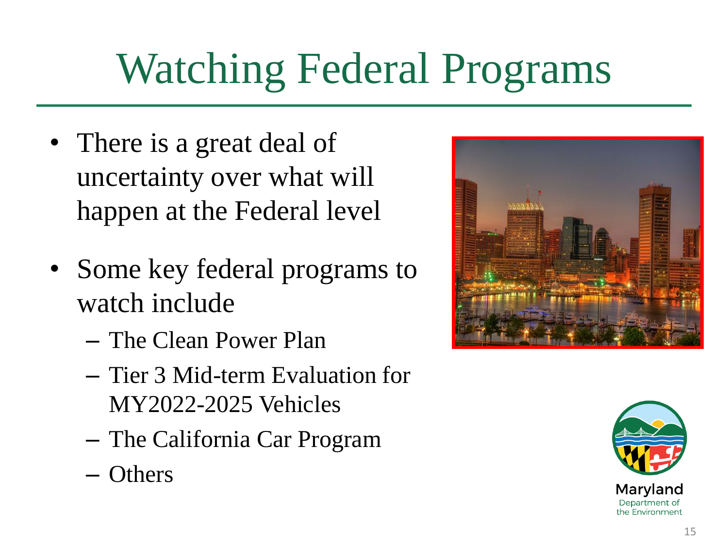# Watching Federal Programs

- There is a great deal of uncertainty over what will happen at the Federal level
- Some key federal programs to watch include
  - The Clean Power Plan
  - Tier 3 Mid-term Evaluation for MY2022-2025 Vehicles
  - The California Car Program
  - Others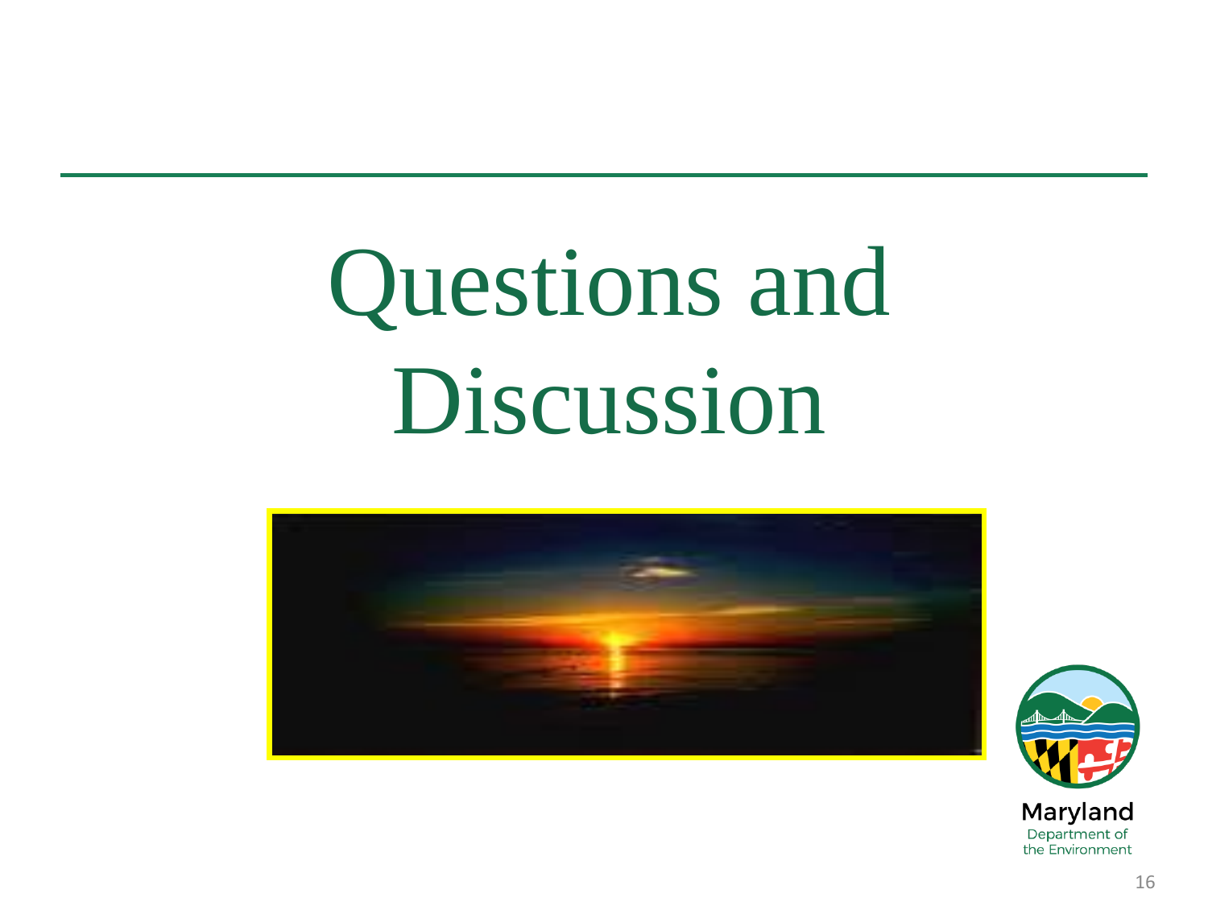# Questions and Discussion

Maryland
Department of
the Environment